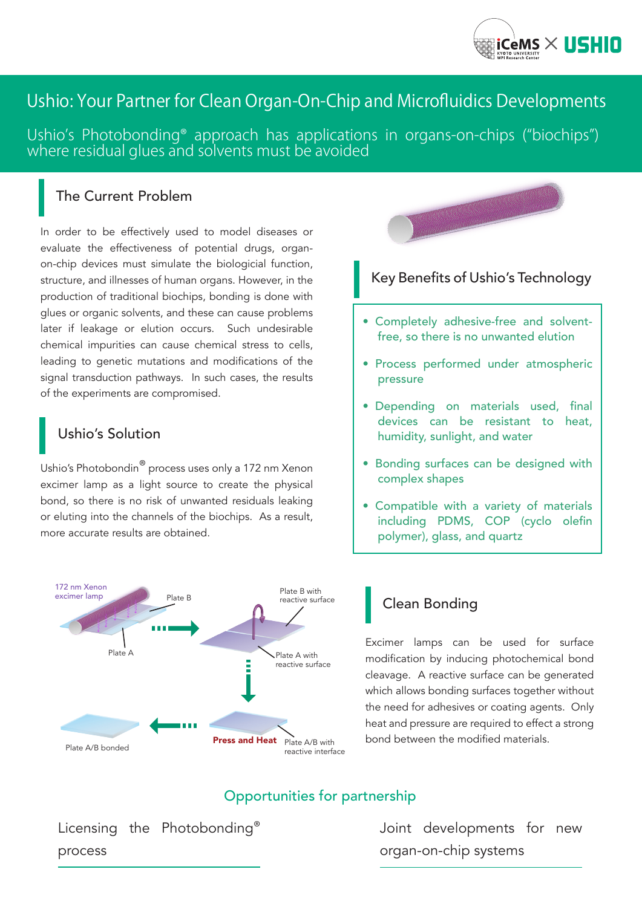# Ushio: Your Partner for Clean Organ-On-Chip and Microfluidics Developments

Ushio's Photobonding® approach has applications in organs-on-chips ("biochips") where residual glues and solvents must be avoided

## The Current Problem

In order to be effectively used to model diseases or evaluate the effectiveness of potential drugs, organ-on-chip devices must simulate the biologicial function, structure, and illnesses of human organs. However, in the production of traditional biochips, bonding is done with glues or organic solvents, and these can cause problems later if leakage or elution occurs. Such undesirable chemical impurities can cause chemical stress to cells, leading to genetic mutations and modifications of the signal transduction pathways. In such cases, the results of the experiments are compromised.

## Ushio's Solution

Ushio's Photobondin® process uses only a 172 nm Xenon excimer lamp as a light source to create the physical bond, so there is no risk of unwanted residuals leaking or eluting into the channels of the biochips. As a result, more accurate results are obtained.

172 nm Xenon excimer lamp — Plate B — Plate A — Plate B with reactive surface — Plate A with reactive surface — Press and Heat — Plate A/B with reactive interface — Plate A/B bonded

## Key Benefits of Ushio's Technology

- Completely adhesive-free and solvent-free, so there is no unwanted elution
- Process performed under atmospheric pressure
- Depending on materials used, final devices can be resistant to heat, humidity, sunlight, and water
- Bonding surfaces can be designed with complex shapes
- Compatible with a variety of materials including PDMS, COP (cyclo olefin polymer), glass, and quartz

## Clean Bonding

Excimer lamps can be used for surface modification by inducing photochemical bond cleavage. A reactive surface can be generated which allows bonding surfaces together without the need for adhesives or coating agents. Only heat and pressure are required to effect a strong bond between the modified materials.

## Opportunities for partnership

Licensing the Photobonding® process

Joint developments for new organ-on-chip systems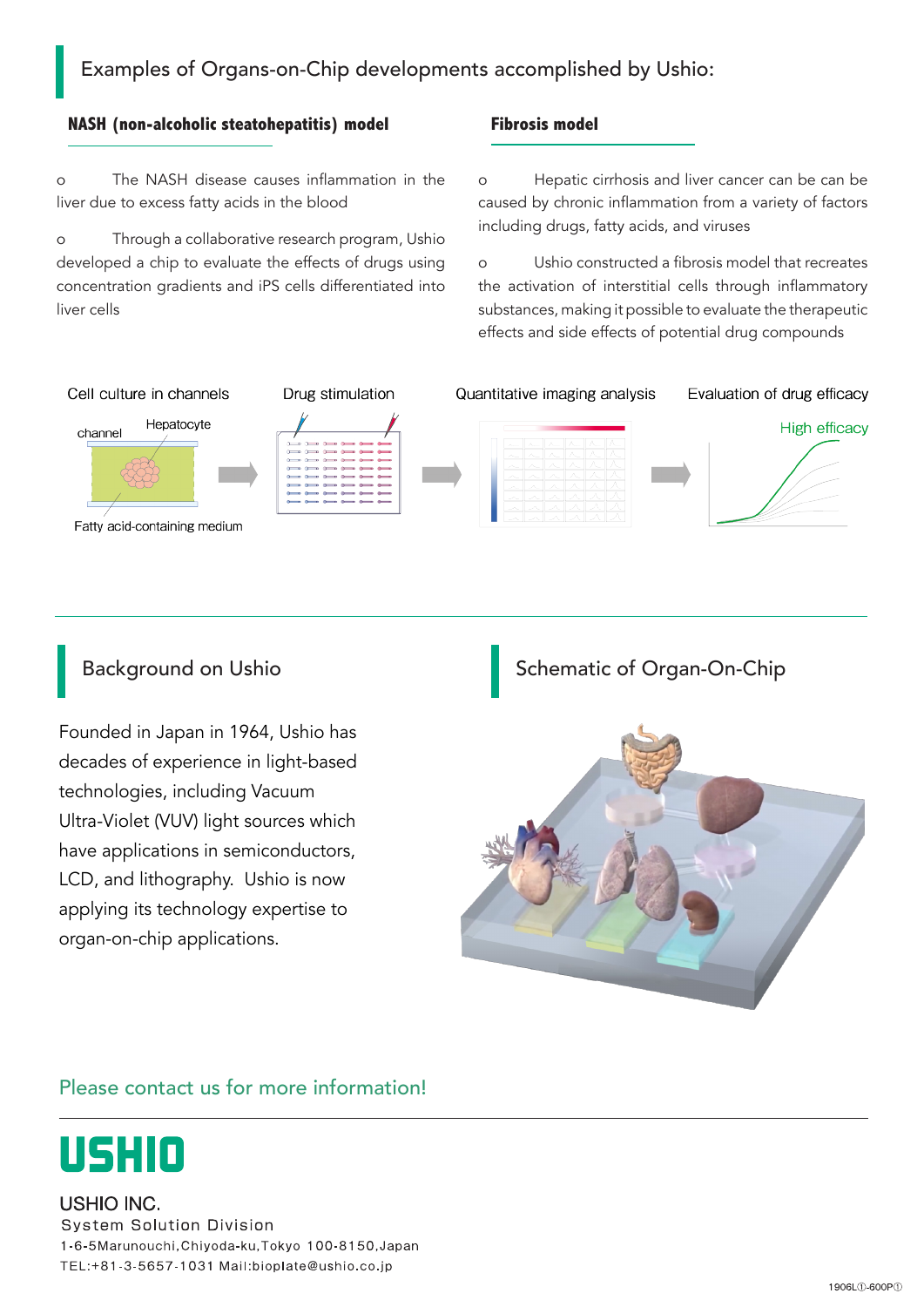## Examples of Organs-on-Chip developments accomplished by Ushio:

### NASH (non-alcoholic steatohepatitis) model

- The NASH disease causes inflammation in the liver due to excess fatty acids in the blood
- Through a collaborative research program, Ushio developed a chip to evaluate the effects of drugs using concentration gradients and iPS cells differentiated into liver cells

### Fibrosis model

- Hepatic cirrhosis and liver cancer can be can be caused by chronic inflammation from a variety of factors including drugs, fatty acids, and viruses
- Ushio constructed a fibrosis model that recreates the activation of interstitial cells through inflammatory substances, making it possible to evaluate the therapeutic effects and side effects of potential drug compounds

Cell culture in channels
channel
Hepatocyte
Fatty acid-containing medium

Drug stimulation

Quantitative imaging analysis

Evaluation of drug efficacy
High efficacy

## Background on Ushio

Founded in Japan in 1964, Ushio has decades of experience in light-based technologies, including Vacuum Ultra-Violet (VUV) light sources which have applications in semiconductors, LCD, and lithography. Ushio is now applying its technology expertise to organ-on-chip applications.

## Schematic of Organ-On-Chip

Please contact us for more information!

**USHIO**

USHIO INC.
System Solution Division
1-6-5Marunouchi,Chiyoda-ku,Tokyo 100-8150,Japan
TEL:+81-3-5657-1031 Mail:bioplate@ushio.co.jp

1906L①-600P①